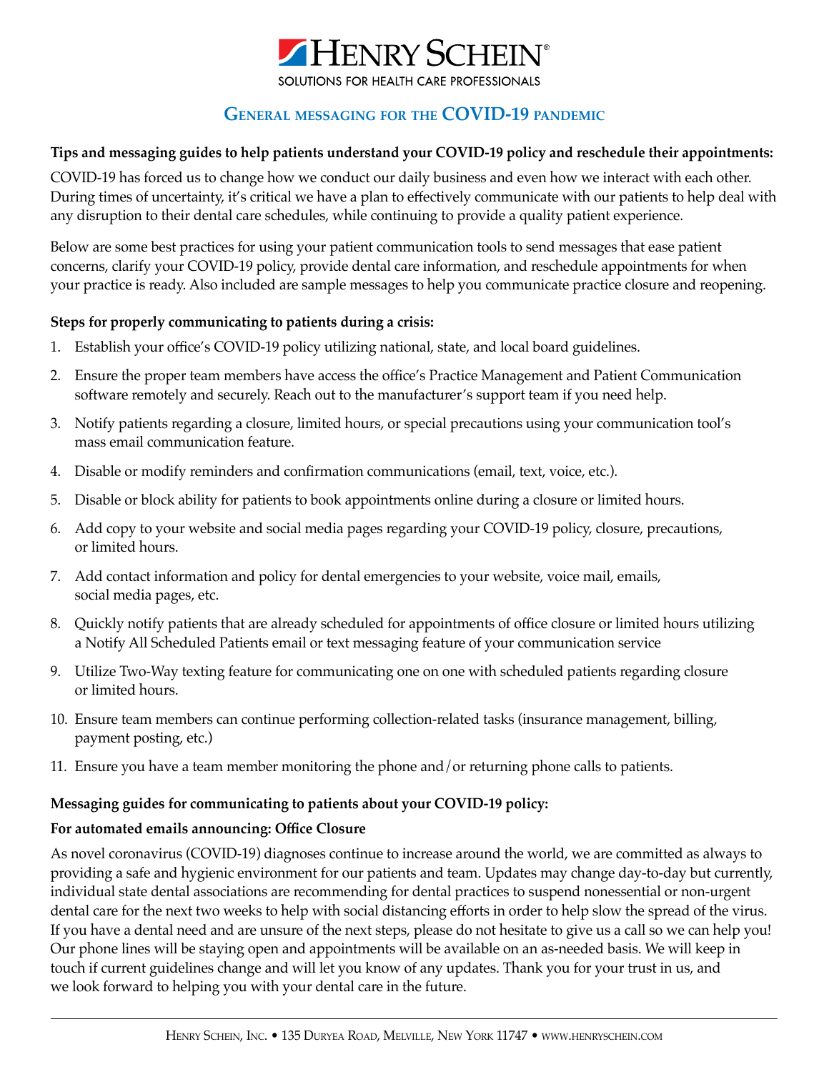# HENRY SCHEIN®

SOLUTIONS FOR HEALTH CARE PROFESSIONALS

## GENERAL MESSAGING FOR THE COVID-19 PANDEMIC

**Tips and messaging guides to help patients understand your COVID-19 policy and reschedule their appointments:**

COVID-19 has forced us to change how we conduct our daily business and even how we interact with each other. During times of uncertainty, it's critical we have a plan to effectively communicate with our patients to help deal with any disruption to their dental care schedules, while continuing to provide a quality patient experience.

Below are some best practices for using your patient communication tools to send messages that ease patient concerns, clarify your COVID-19 policy, provide dental care information, and reschedule appointments for when your practice is ready. Also included are sample messages to help you communicate practice closure and reopening.

**Steps for properly communicating to patients during a crisis:**

1. Establish your office's COVID-19 policy utilizing national, state, and local board guidelines.
2. Ensure the proper team members have access the office's Practice Management and Patient Communication software remotely and securely. Reach out to the manufacturer's support team if you need help.
3. Notify patients regarding a closure, limited hours, or special precautions using your communication tool's mass email communication feature.
4. Disable or modify reminders and confirmation communications (email, text, voice, etc.).
5. Disable or block ability for patients to book appointments online during a closure or limited hours.
6. Add copy to your website and social media pages regarding your COVID-19 policy, closure, precautions, or limited hours.
7. Add contact information and policy for dental emergencies to your website, voice mail, emails, social media pages, etc.
8. Quickly notify patients that are already scheduled for appointments of office closure or limited hours utilizing a Notify All Scheduled Patients email or text messaging feature of your communication service
9. Utilize Two-Way texting feature for communicating one on one with scheduled patients regarding closure or limited hours.
10. Ensure team members can continue performing collection-related tasks (insurance management, billing, payment posting, etc.)
11. Ensure you have a team member monitoring the phone and/or returning phone calls to patients.

**Messaging guides for communicating to patients about your COVID-19 policy:**

**For automated emails announcing: Office Closure**

As novel coronavirus (COVID-19) diagnoses continue to increase around the world, we are committed as always to providing a safe and hygienic environment for our patients and team. Updates may change day-to-day but currently, individual state dental associations are recommending for dental practices to suspend nonessential or non-urgent dental care for the next two weeks to help with social distancing efforts in order to help slow the spread of the virus. If you have a dental need and are unsure of the next steps, please do not hesitate to give us a call so we can help you! Our phone lines will be staying open and appointments will be available on an as-needed basis. We will keep in touch if current guidelines change and will let you know of any updates. Thank you for your trust in us, and we look forward to helping you with your dental care in the future.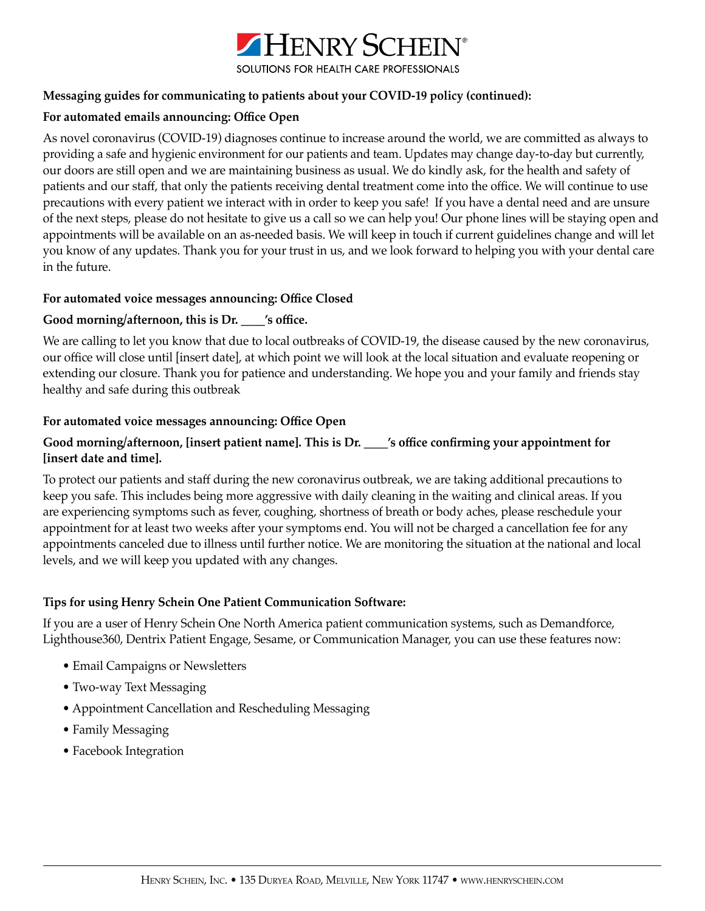**Messaging guides for communicating to patients about your COVID-19 policy (continued):**

**For automated emails announcing: Office Open**

As novel coronavirus (COVID-19) diagnoses continue to increase around the world, we are committed as always to providing a safe and hygienic environment for our patients and team. Updates may change day-to-day but currently, our doors are still open and we are maintaining business as usual. We do kindly ask, for the health and safety of patients and our staff, that only the patients receiving dental treatment come into the office. We will continue to use precautions with every patient we interact with in order to keep you safe! If you have a dental need and are unsure of the next steps, please do not hesitate to give us a call so we can help you! Our phone lines will be staying open and appointments will be available on an as-needed basis. We will keep in touch if current guidelines change and will let you know of any updates. Thank you for your trust in us, and we look forward to helping you with your dental care in the future.

**For automated voice messages announcing: Office Closed**

**Good morning/afternoon, this is Dr. ____'s office.**

We are calling to let you know that due to local outbreaks of COVID-19, the disease caused by the new coronavirus, our office will close until [insert date], at which point we will look at the local situation and evaluate reopening or extending our closure. Thank you for patience and understanding. We hope you and your family and friends stay healthy and safe during this outbreak

**For automated voice messages announcing: Office Open**

**Good morning/afternoon, [insert patient name]. This is Dr. ____'s office confirming your appointment for [insert date and time].**

To protect our patients and staff during the new coronavirus outbreak, we are taking additional precautions to keep you safe. This includes being more aggressive with daily cleaning in the waiting and clinical areas. If you are experiencing symptoms such as fever, coughing, shortness of breath or body aches, please reschedule your appointment for at least two weeks after your symptoms end. You will not be charged a cancellation fee for any appointments canceled due to illness until further notice. We are monitoring the situation at the national and local levels, and we will keep you updated with any changes.

**Tips for using Henry Schein One Patient Communication Software:**

If you are a user of Henry Schein One North America patient communication systems, such as Demandforce, Lighthouse360, Dentrix Patient Engage, Sesame, or Communication Manager, you can use these features now:

- Email Campaigns or Newsletters
- Two-way Text Messaging
- Appointment Cancellation and Rescheduling Messaging
- Family Messaging
- Facebook Integration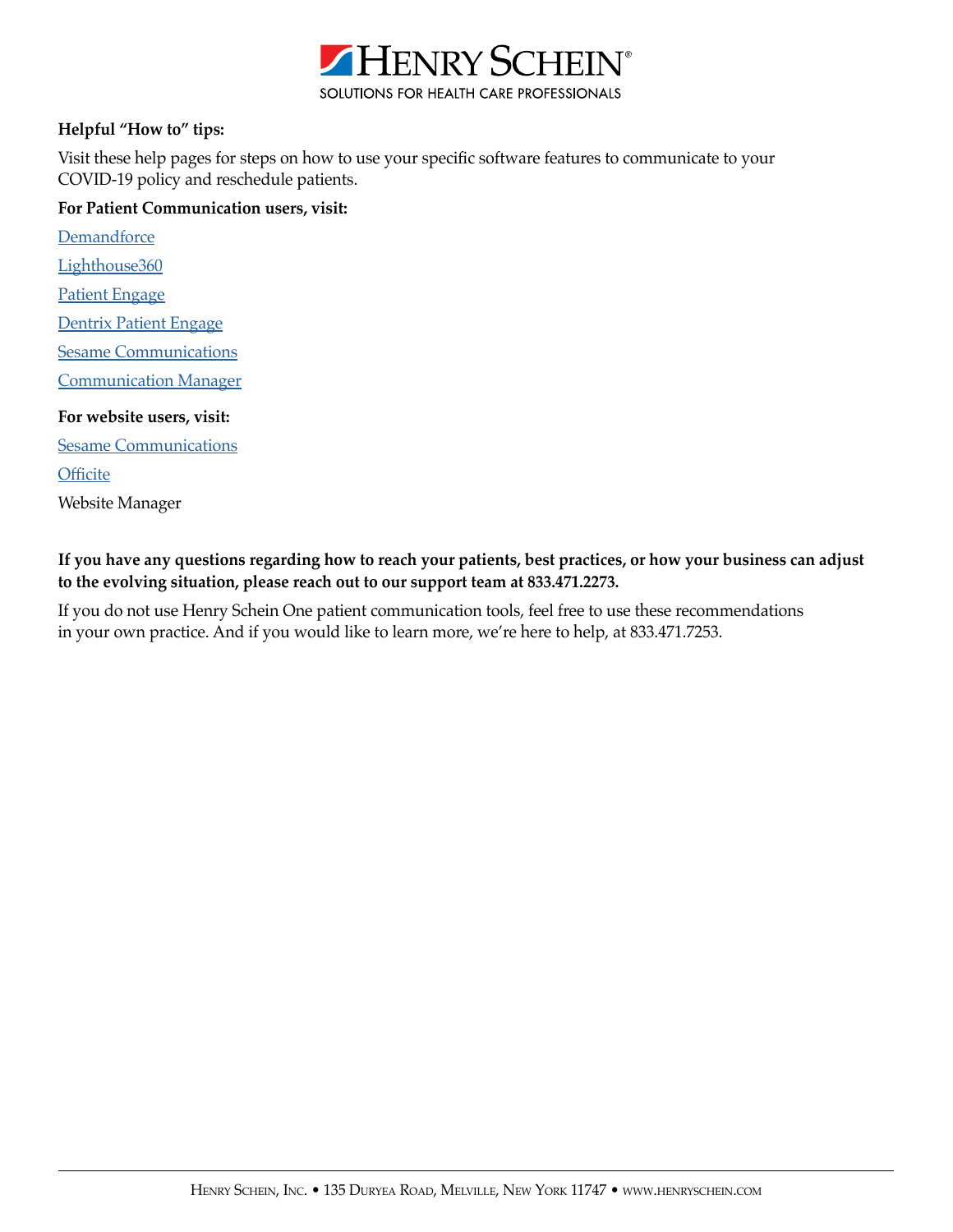**Helpful "How to" tips:**

Visit these help pages for steps on how to use your specific software features to communicate to your COVID-19 policy and reschedule patients.

**For Patient Communication users, visit:**

Demandforce

Lighthouse360

Patient Engage

Dentrix Patient Engage

Sesame Communications

Communication Manager

**For website users, visit:**

Sesame Communications

Officite

Website Manager

**If you have any questions regarding how to reach your patients, best practices, or how your business can adjust to the evolving situation, please reach out to our support team at 833.471.2273.**

If you do not use Henry Schein One patient communication tools, feel free to use these recommendations in your own practice. And if you would like to learn more, we're here to help, at 833.471.7253.